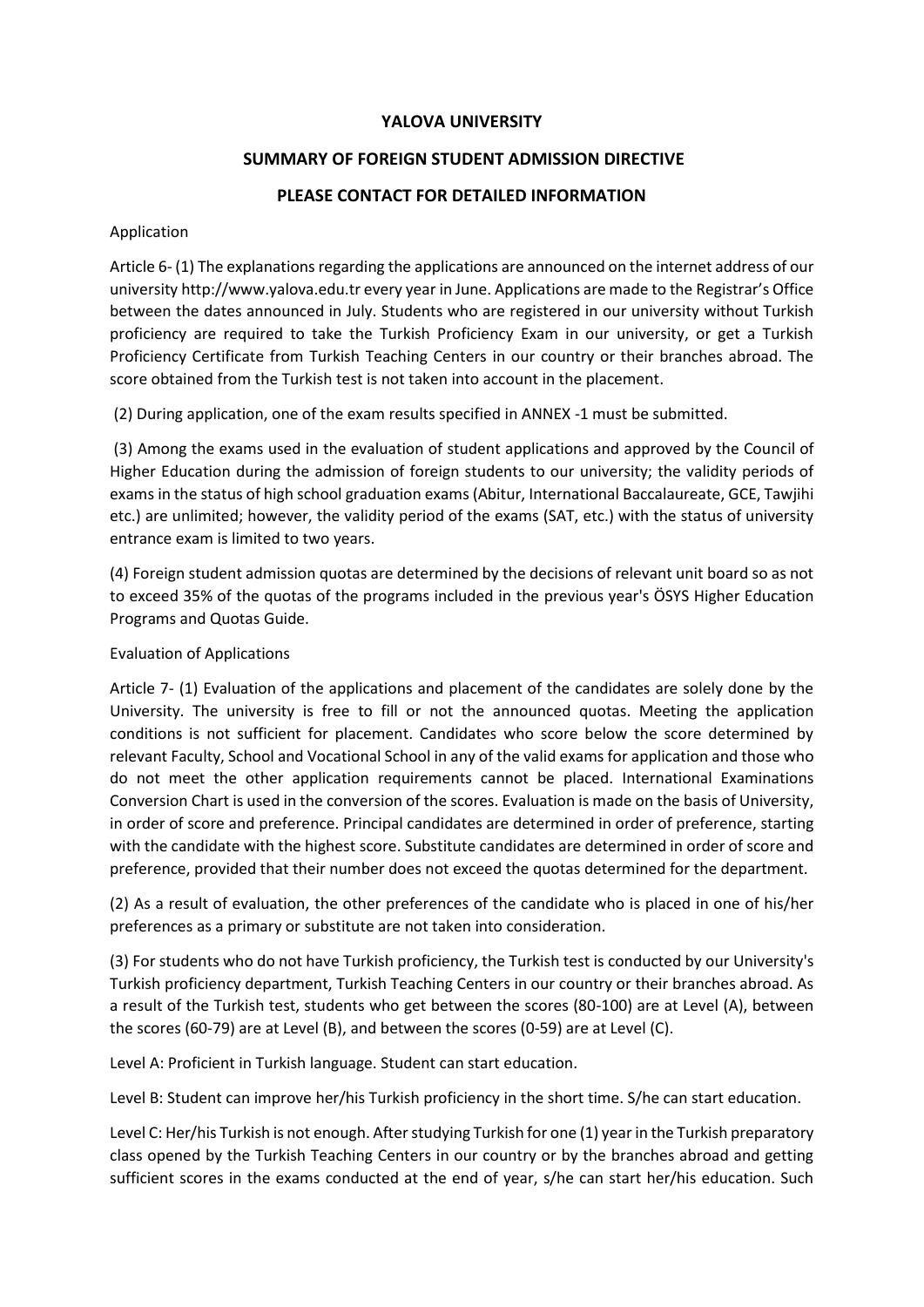**YALOVA UNIVERSITY**

**SUMMARY OF FOREIGN STUDENT ADMISSION DIRECTIVE**

**PLEASE CONTACT FOR DETAILED INFORMATION**

Application

Article 6- (1) The explanations regarding the applications are announced on the internet address of our university http://www.yalova.edu.tr every year in June. Applications are made to the Registrar's Office between the dates announced in July. Students who are registered in our university without Turkish proficiency are required to take the Turkish Proficiency Exam in our university, or get a Turkish Proficiency Certificate from Turkish Teaching Centers in our country or their branches abroad. The score obtained from the Turkish test is not taken into account in the placement.

(2) During application, one of the exam results specified in ANNEX -1 must be submitted.

(3) Among the exams used in the evaluation of student applications and approved by the Council of Higher Education during the admission of foreign students to our university; the validity periods of exams in the status of high school graduation exams (Abitur, International Baccalaureate, GCE, Tawjihi etc.) are unlimited; however, the validity period of the exams (SAT, etc.) with the status of university entrance exam is limited to two years.

(4) Foreign student admission quotas are determined by the decisions of relevant unit board so as not to exceed 35% of the quotas of the programs included in the previous year's ÖSYS Higher Education Programs and Quotas Guide.

Evaluation of Applications

Article 7- (1) Evaluation of the applications and placement of the candidates are solely done by the University. The university is free to fill or not the announced quotas. Meeting the application conditions is not sufficient for placement. Candidates who score below the score determined by relevant Faculty, School and Vocational School in any of the valid exams for application and those who do not meet the other application requirements cannot be placed. International Examinations Conversion Chart is used in the conversion of the scores. Evaluation is made on the basis of University, in order of score and preference. Principal candidates are determined in order of preference, starting with the candidate with the highest score. Substitute candidates are determined in order of score and preference, provided that their number does not exceed the quotas determined for the department.

(2) As a result of evaluation, the other preferences of the candidate who is placed in one of his/her preferences as a primary or substitute are not taken into consideration.

(3) For students who do not have Turkish proficiency, the Turkish test is conducted by our University's Turkish proficiency department, Turkish Teaching Centers in our country or their branches abroad. As a result of the Turkish test, students who get between the scores (80-100) are at Level (A), between the scores (60-79) are at Level (B), and between the scores (0-59) are at Level (C).

Level A: Proficient in Turkish language. Student can start education.

Level B: Student can improve her/his Turkish proficiency in the short time. S/he can start education.

Level C: Her/his Turkish is not enough. After studying Turkish for one (1) year in the Turkish preparatory class opened by the Turkish Teaching Centers in our country or by the branches abroad and getting sufficient scores in the exams conducted at the end of year, s/he can start her/his education. Such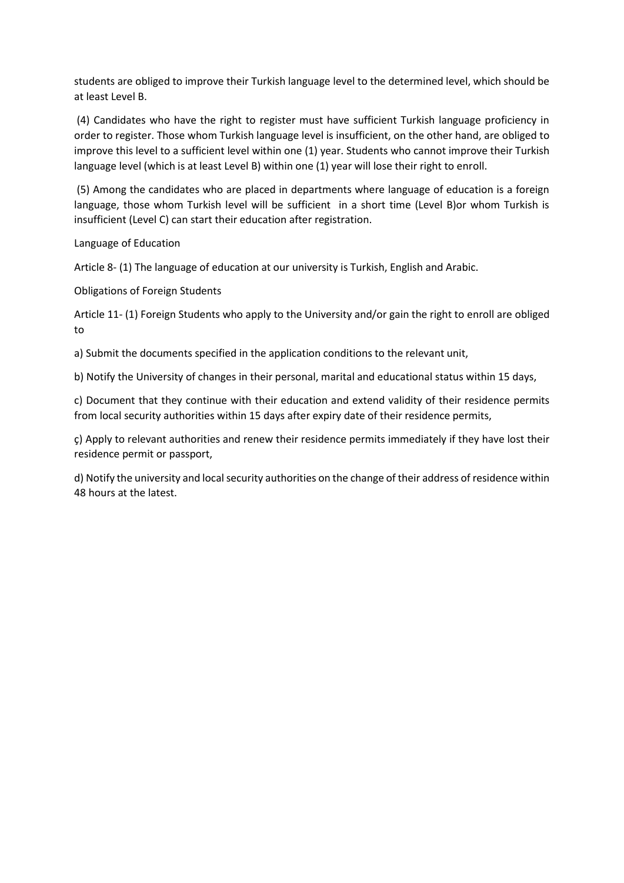students are obliged to improve their Turkish language level to the determined level, which should be at least Level B.

(4) Candidates who have the right to register must have sufficient Turkish language proficiency in order to register. Those whom Turkish language level is insufficient, on the other hand, are obliged to improve this level to a sufficient level within one (1) year. Students who cannot improve their Turkish language level (which is at least Level B) within one (1) year will lose their right to enroll.

(5) Among the candidates who are placed in departments where language of education is a foreign language, those whom Turkish level will be sufficient in a short time (Level B)or whom Turkish is insufficient (Level C) can start their education after registration.

Language of Education

Article 8- (1) The language of education at our university is Turkish, English and Arabic.

Obligations of Foreign Students

Article 11- (1) Foreign Students who apply to the University and/or gain the right to enroll are obliged to

a) Submit the documents specified in the application conditions to the relevant unit,

b) Notify the University of changes in their personal, marital and educational status within 15 days,

c) Document that they continue with their education and extend validity of their residence permits from local security authorities within 15 days after expiry date of their residence permits,

ç) Apply to relevant authorities and renew their residence permits immediately if they have lost their residence permit or passport,

d) Notify the university and local security authorities on the change of their address of residence within 48 hours at the latest.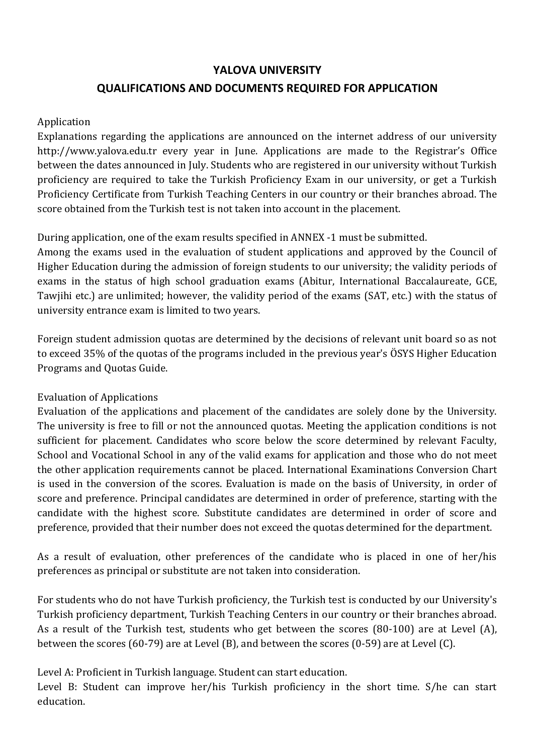## YALOVA UNIVERSITY

## QUALIFICATIONS AND DOCUMENTS REQUIRED FOR APPLICATION

Application

Explanations regarding the applications are announced on the internet address of our university http://www.yalova.edu.tr every year in June. Applications are made to the Registrar's Office between the dates announced in July. Students who are registered in our university without Turkish proficiency are required to take the Turkish Proficiency Exam in our university, or get a Turkish Proficiency Certificate from Turkish Teaching Centers in our country or their branches abroad. The score obtained from the Turkish test is not taken into account in the placement.

During application, one of the exam results specified in ANNEX -1 must be submitted.

Among the exams used in the evaluation of student applications and approved by the Council of Higher Education during the admission of foreign students to our university; the validity periods of exams in the status of high school graduation exams (Abitur, International Baccalaureate, GCE, Tawjihi etc.) are unlimited; however, the validity period of the exams (SAT, etc.) with the status of university entrance exam is limited to two years.

Foreign student admission quotas are determined by the decisions of relevant unit board so as not to exceed 35% of the quotas of the programs included in the previous year's ÖSYS Higher Education Programs and Quotas Guide.

Evaluation of Applications

Evaluation of the applications and placement of the candidates are solely done by the University. The university is free to fill or not the announced quotas. Meeting the application conditions is not sufficient for placement. Candidates who score below the score determined by relevant Faculty, School and Vocational School in any of the valid exams for application and those who do not meet the other application requirements cannot be placed. International Examinations Conversion Chart is used in the conversion of the scores. Evaluation is made on the basis of University, in order of score and preference. Principal candidates are determined in order of preference, starting with the candidate with the highest score. Substitute candidates are determined in order of score and preference, provided that their number does not exceed the quotas determined for the department.

As a result of evaluation, other preferences of the candidate who is placed in one of her/his preferences as principal or substitute are not taken into consideration.

For students who do not have Turkish proficiency, the Turkish test is conducted by our University's Turkish proficiency department, Turkish Teaching Centers in our country or their branches abroad. As a result of the Turkish test, students who get between the scores (80-100) are at Level (A), between the scores (60-79) are at Level (B), and between the scores (0-59) are at Level (C).

Level A: Proficient in Turkish language. Student can start education.

Level B: Student can improve her/his Turkish proficiency in the short time. S/he can start education.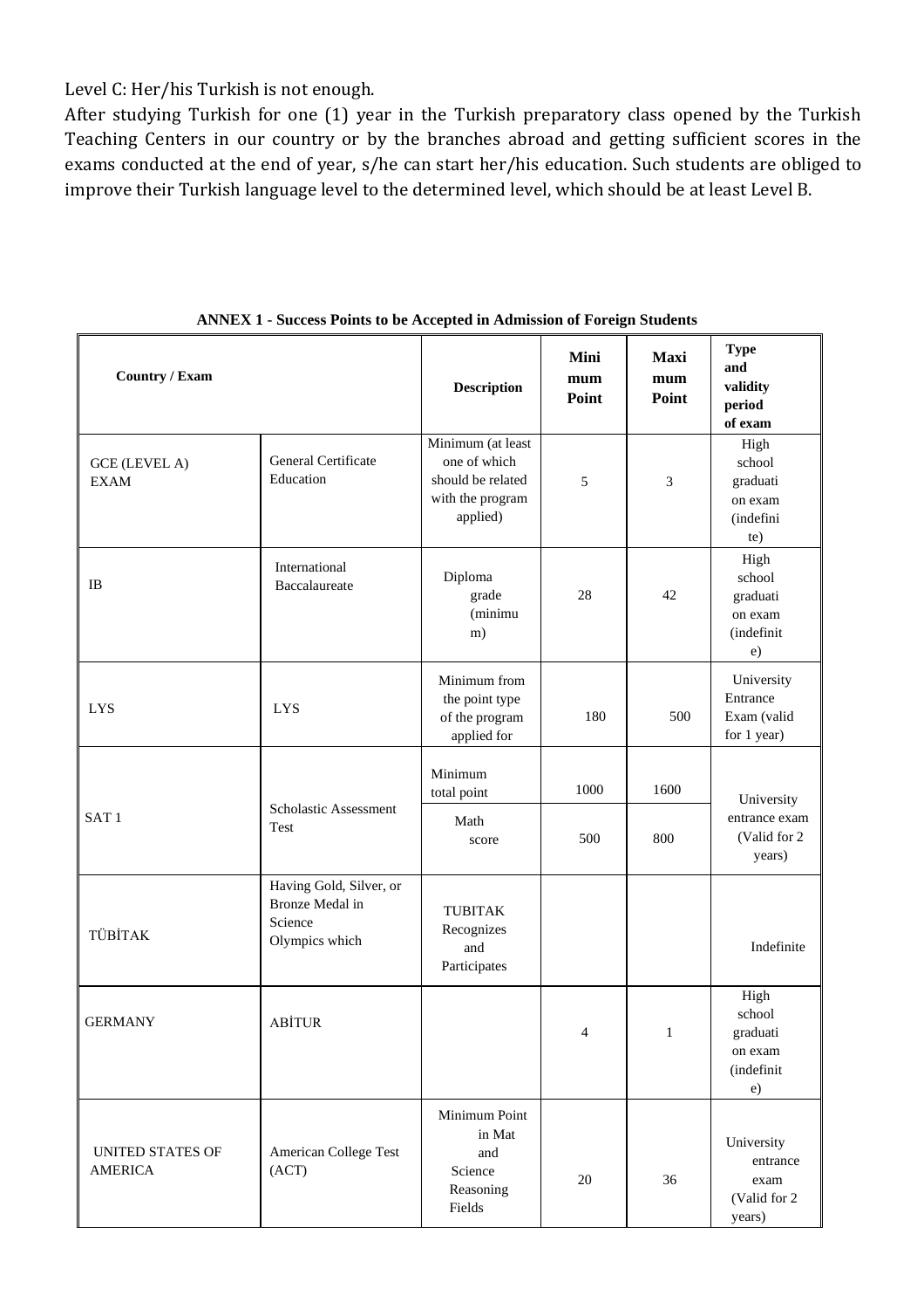Level C: Her/his Turkish is not enough.

After studying Turkish for one (1) year in the Turkish preparatory class opened by the Turkish Teaching Centers in our country or by the branches abroad and getting sufficient scores in the exams conducted at the end of year, s/he can start her/his education. Such students are obliged to improve their Turkish language level to the determined level, which should be at least Level B.

**ANNEX 1 - Success Points to be Accepted in Admission of Foreign Students**

| Country / Exam | | Description | Minimum Point | Maximum Point | Type and validity period of exam |
|---|---|---|---|---|---|
| GCE (LEVEL A) EXAM | General Certificate Education | Minimum (at least one of which should be related with the program applied) | 5 | 3 | High school graduation exam (indefinite) |
| IB | International Baccalaureate | Diploma grade (minimum) | 28 | 42 | High school graduation exam (indefinite) |
| LYS | LYS | Minimum from the point type of the program applied for | 180 | 500 | University Entrance Exam (valid for 1 year) |
| SAT 1 | Scholastic Assessment Test | Minimum total point | 1000 | 1600 | University entrance exam (Valid for 2 years) |
| | | Math score | 500 | 800 | |
| TÜBİTAK | Having Gold, Silver, or Bronze Medal in Science Olympics which | TUBITAK Recognizes and Participates | | | Indefinite |
| GERMANY | ABİTUR | | 4 | 1 | High school graduation exam (indefinite) |
| UNITED STATES OF AMERICA | American College Test (ACT) | Minimum Point in Mat and Science Reasoning Fields | 20 | 36 | University entrance exam (Valid for 2 years) |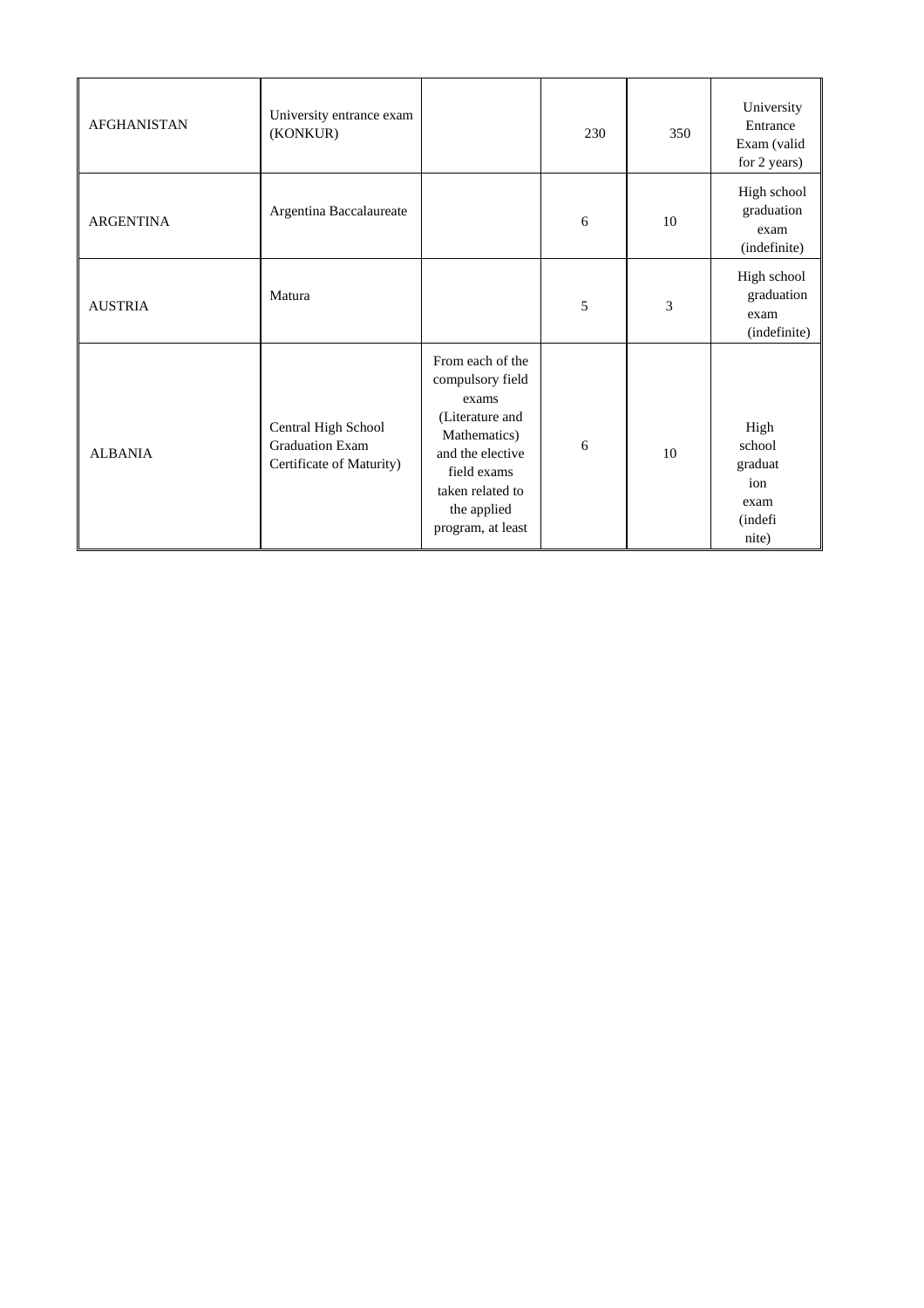| | | | | | |
|---|---|---|---|---|---|
| AFGHANISTAN | University entrance exam (KONKUR) | | 230 | 350 | University Entrance Exam (valid for 2 years) |
| ARGENTINA | Argentina Baccalaureate | | 6 | 10 | High school graduation exam (indefinite) |
| AUSTRIA | Matura | | 5 | 3 | High school graduation exam (indefinite) |
| ALBANIA | Central High School Graduation Exam Certificate of Maturity) | From each of the compulsory field exams (Literature and Mathematics) and the elective field exams taken related to the applied program, at least | 6 | 10 | High school graduation exam (indefinite) |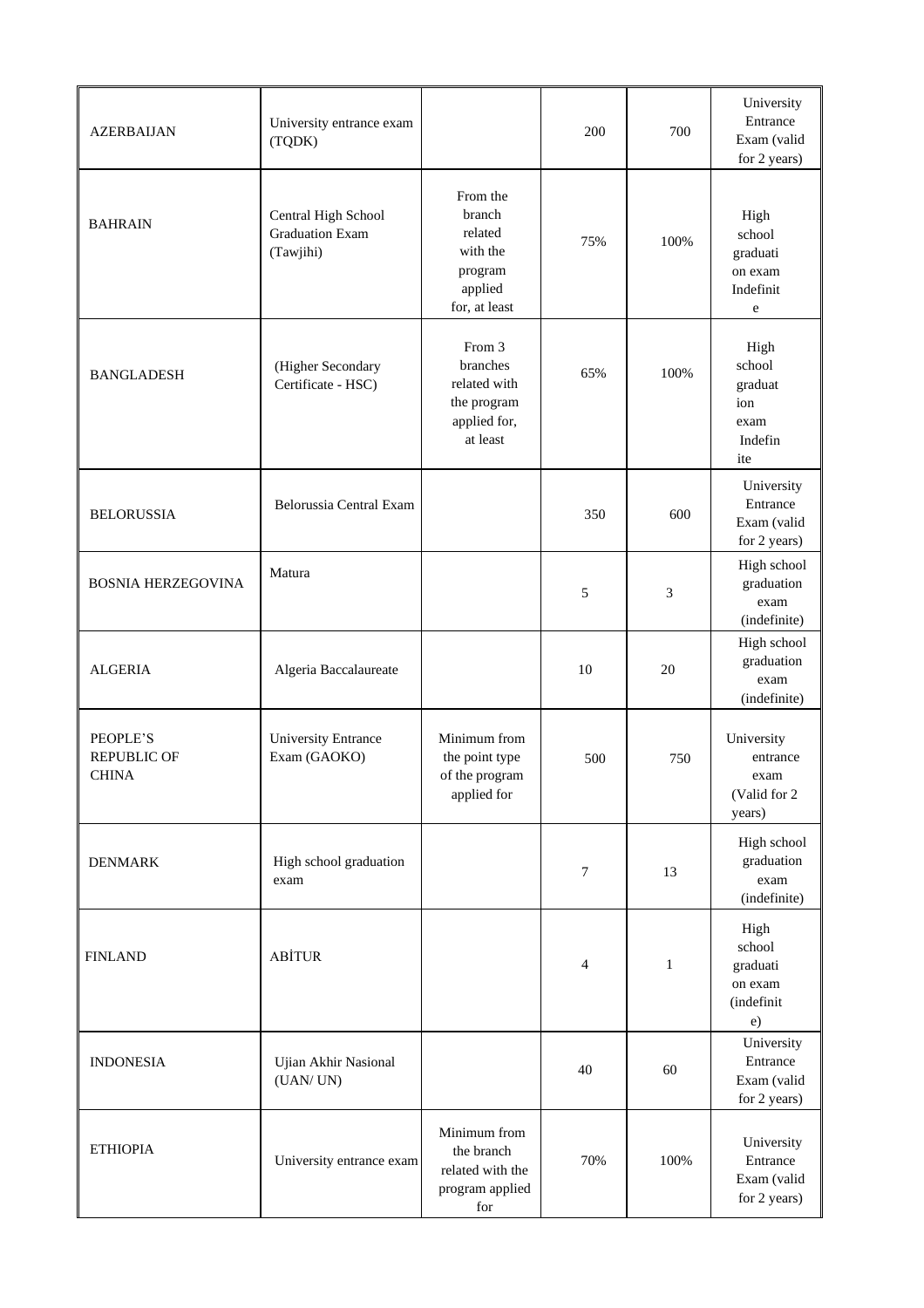| | | | | | |
|---|---|---|---|---|---|
| AZERBAIJAN | University entrance exam (TQDK) | | 200 | 700 | University Entrance Exam (valid for 2 years) |
| BAHRAIN | Central High School Graduation Exam (Tawjihi) | From the branch related with the program applied for, at least | 75% | 100% | High school graduation exam Indefinite |
| BANGLADESH | (Higher Secondary Certificate - HSC) | From 3 branches related with the program applied for, at least | 65% | 100% | High school graduation exam Indefinite |
| BELORUSSIA | Belorussia Central Exam | | 350 | 600 | University Entrance Exam (valid for 2 years) |
| BOSNIA HERZEGOVINA | Matura | | 5 | 3 | High school graduation exam (indefinite) |
| ALGERIA | Algeria Baccalaureate | | 10 | 20 | High school graduation exam (indefinite) |
| PEOPLE'S REPUBLIC OF CHINA | University Entrance Exam (GAOKO) | Minimum from the point type of the program applied for | 500 | 750 | University entrance exam (Valid for 2 years) |
| DENMARK | High school graduation exam | | 7 | 13 | High school graduation exam (indefinite) |
| FINLAND | ABİTUR | | 4 | 1 | High school graduation exam (indefinite) |
| INDONESIA | Ujian Akhir Nasional (UAN/ UN) | | 40 | 60 | University Entrance Exam (valid for 2 years) |
| ETHIOPIA | University entrance exam | Minimum from the branch related with the program applied for | 70% | 100% | University Entrance Exam (valid for 2 years) |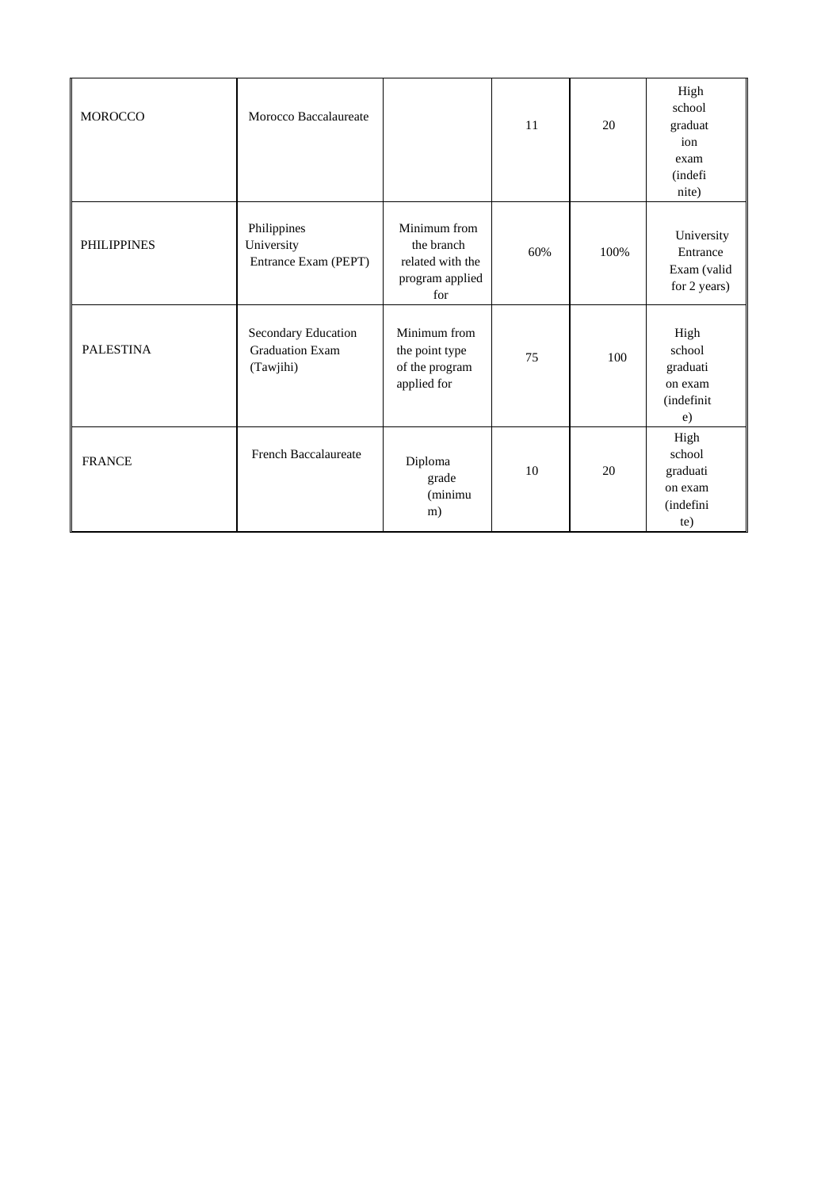| | | | | | |
|---|---|---|---|---|---|
| MOROCCO | Morocco Baccalaureate | | 11 | 20 | High school graduation exam (indefinite) |
| PHILIPPINES | Philippines University Entrance Exam (PEPT) | Minimum from the branch related with the program applied for | 60% | 100% | University Entrance Exam (valid for 2 years) |
| PALESTINA | Secondary Education Graduation Exam (Tawjihi) | Minimum from the point type of the program applied for | 75 | 100 | High school graduation exam (indefinite) |
| FRANCE | French Baccalaureate | Diploma grade (minimum) | 10 | 20 | High school graduation exam (indefinite) |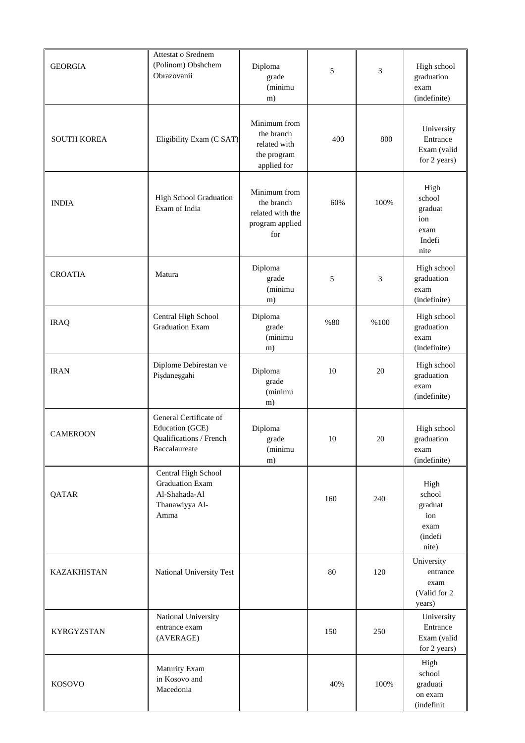| | | | | | |
|---|---|---|---|---|---|
| GEORGIA | Attestat o Srednem (Polinom) Obshchem Obrazovanii | Diploma grade (minimum) | 5 | 3 | High school graduation exam (indefinite) |
| SOUTH KOREA | Eligibility Exam (C SAT) | Minimum from the branch related with the program applied for | 400 | 800 | University Entrance Exam (valid for 2 years) |
| INDIA | High School Graduation Exam of India | Minimum from the branch related with the program applied for | 60% | 100% | High school graduation exam Indefinite |
| CROATIA | Matura | Diploma grade (minimum) | 5 | 3 | High school graduation exam (indefinite) |
| IRAQ | Central High School Graduation Exam | Diploma grade (minimum) | %80 | %100 | High school graduation exam (indefinite) |
| IRAN | Diplome Debirestan ve Pişdaneşgahi | Diploma grade (minimum) | 10 | 20 | High school graduation exam (indefinite) |
| CAMEROON | General Certificate of Education (GCE) Qualifications / French Baccalaureate | Diploma grade (minimum) | 10 | 20 | High school graduation exam (indefinite) |
| QATAR | Central High School Graduation Exam Al-Shahada-Al Thanawiyya Al-Amma | | 160 | 240 | High school graduation exam (indefinite) |
| KAZAKHISTAN | National University Test | | 80 | 120 | University entrance exam (Valid for 2 years) |
| KYRGYZSTAN | National University entrance exam (AVERAGE) | | 150 | 250 | University Entrance Exam (valid for 2 years) |
| KOSOVO | Maturity Exam in Kosovo and Macedonia | | 40% | 100% | High school graduation exam (indefinit |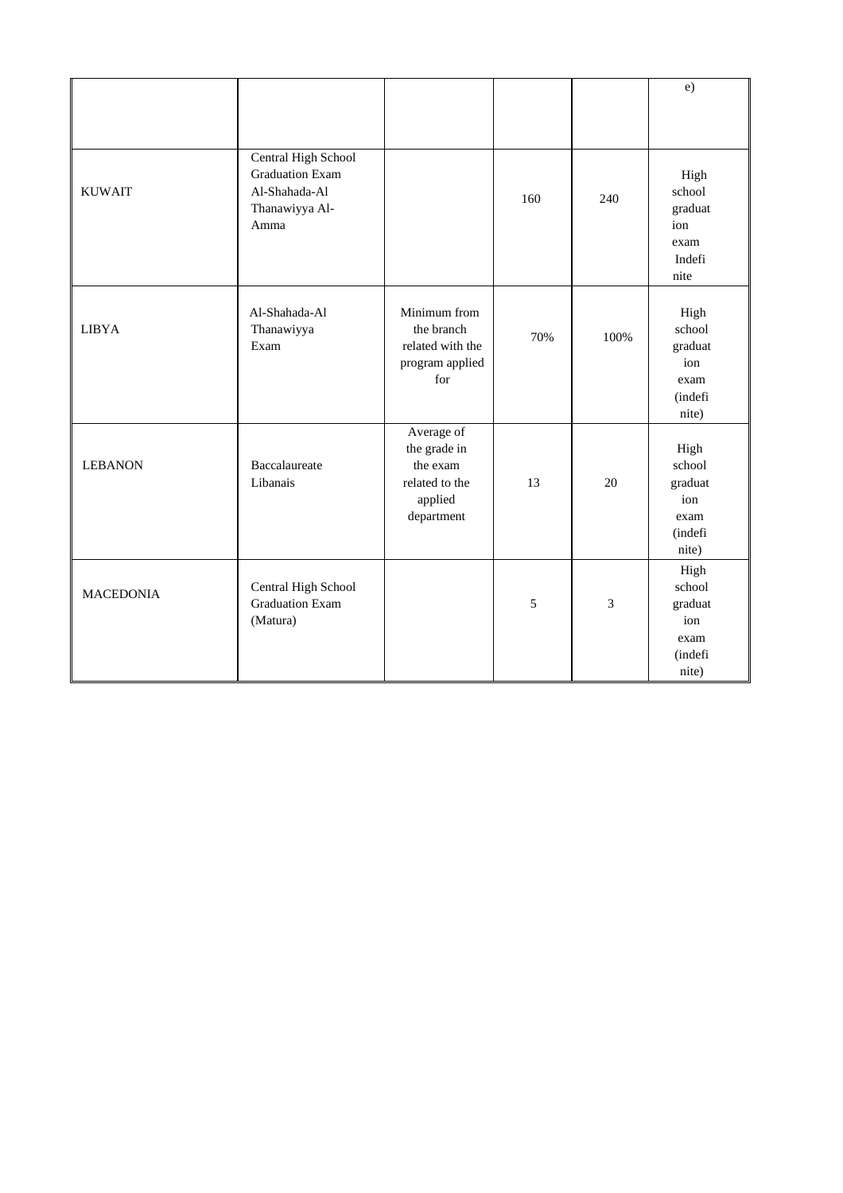| | | | | | |
|---|---|---|---|---|---|
| | | | | | e) |
| KUWAIT | Central High School Graduation Exam Al-Shahada-Al Thanawiyya Al-Amma | | 160 | 240 | High school graduation exam Indefinite |
| LIBYA | Al-Shahada-Al Thanawiyya Exam | Minimum from the branch related with the program applied for | 70% | 100% | High school graduation exam (indefinite) |
| LEBANON | Baccalaureate Libanais | Average of the grade in the exam related to the applied department | 13 | 20 | High school graduation exam (indefinite) |
| MACEDONIA | Central High School Graduation Exam (Matura) | | 5 | 3 | High school graduation exam (indefinite) |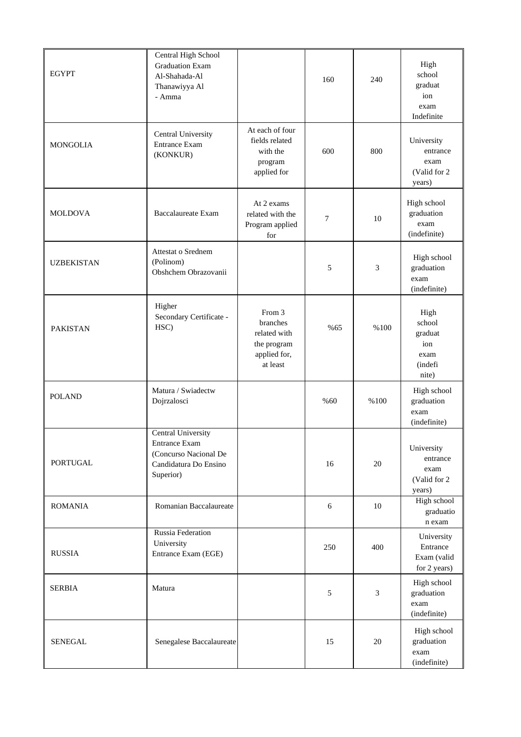| | | | | | |
|---|---|---|---|---|---|
| EGYPT | Central High School Graduation Exam Al-Shahada-Al Thanawiyya Al - Amma | | 160 | 240 | High school graduation exam Indefinite |
| MONGOLIA | Central University Entrance Exam (KONKUR) | At each of four fields related with the program applied for | 600 | 800 | University entrance exam (Valid for 2 years) |
| MOLDOVA | Baccalaureate Exam | At 2 exams related with the Program applied for | 7 | 10 | High school graduation exam (indefinite) |
| UZBEKISTAN | Attestat o Srednem (Polinom) Obshchem Obrazovanii | | 5 | 3 | High school graduation exam (indefinite) |
| PAKISTAN | Higher Secondary Certificate - HSC) | From 3 branches related with the program applied for, at least | %65 | %100 | High school graduation exam (indefinite) |
| POLAND | Matura / Swiadectw Dojrzalosci | | %60 | %100 | High school graduation exam (indefinite) |
| PORTUGAL | Central University Entrance Exam (Concurso Nacional De Candidatura Do Ensino Superior) | | 16 | 20 | University entrance exam (Valid for 2 years) |
| ROMANIA | Romanian Baccalaureate | | 6 | 10 | High school graduation exam |
| RUSSIA | Russia Federation University Entrance Exam (EGE) | | 250 | 400 | University Entrance Exam (valid for 2 years) |
| SERBIA | Matura | | 5 | 3 | High school graduation exam (indefinite) |
| SENEGAL | Senegalese Baccalaureate | | 15 | 20 | High school graduation exam (indefinite) |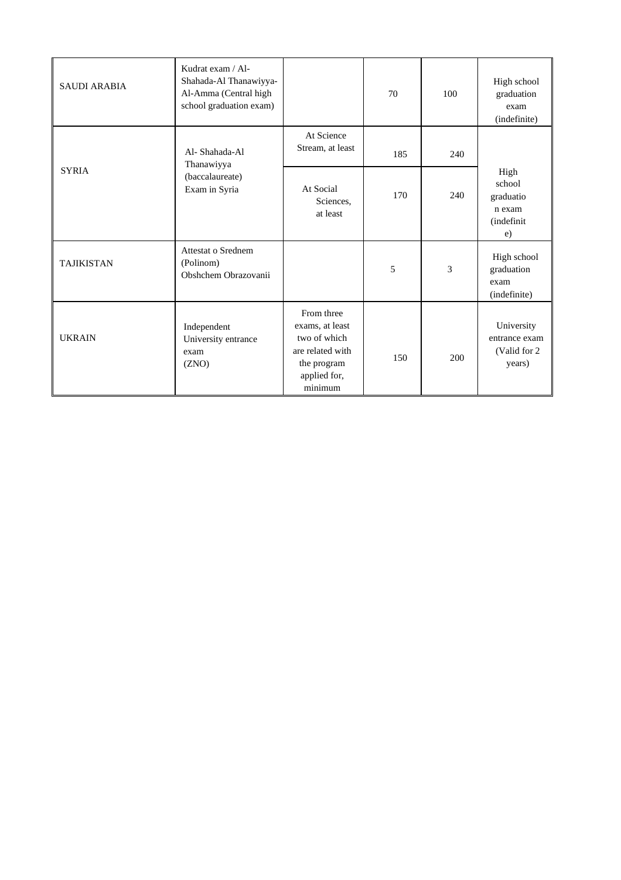| SAUDI ARABIA | Kudrat exam / Al-Shahada-Al Thanawiyya-Al-Amma (Central high school graduation exam) | | 70 | 100 | High school graduation exam (indefinite) |
|---|---|---|---|---|---|
| SYRIA | Al- Shahada-Al Thanawiyya (baccalaureate) Exam in Syria | At Science Stream, at least | 185 | 240 | High school graduation exam (indefinite) |
| | | At Social Sciences, at least | 170 | 240 | |
| TAJIKISTAN | Attestat o Srednem (Polinom) Obshchem Obrazovanii | | 5 | 3 | High school graduation exam (indefinite) |
| UKRAIN | Independent University entrance exam (ZNO) | From three exams, at least two of which are related with the program applied for, minimum | 150 | 200 | University entrance exam (Valid for 2 years) |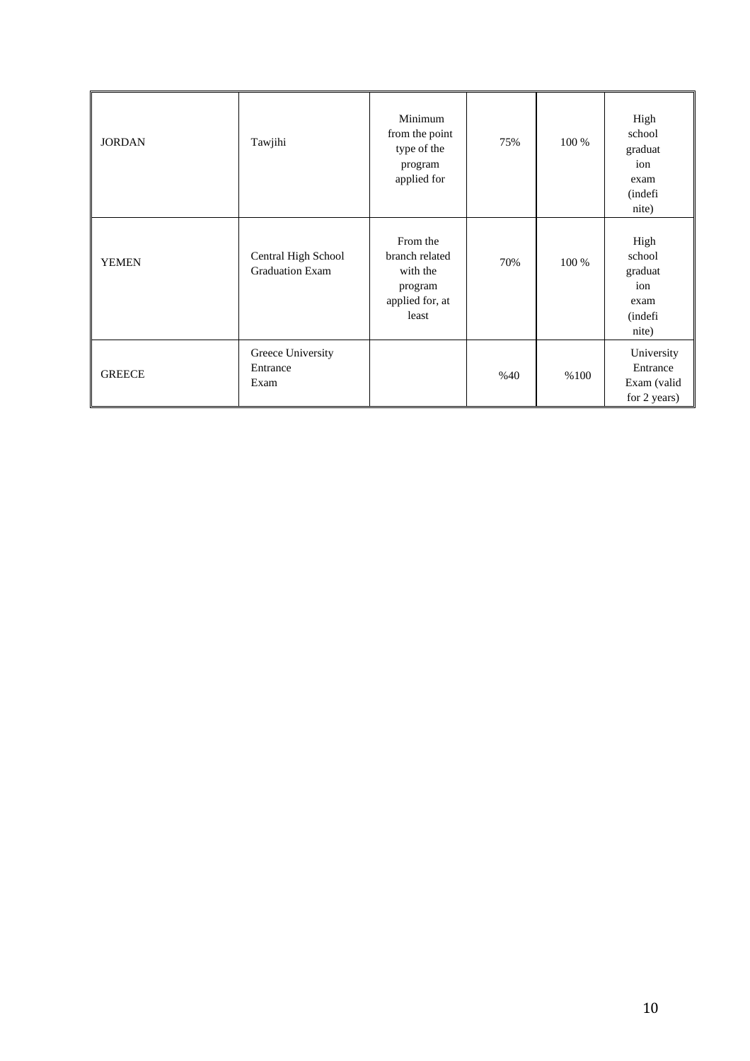| | | | | | |
|---|---|---|---|---|---|
| JORDAN | Tawjihi | Minimum from the point type of the program applied for | 75% | 100 % | High school graduation exam (indefinite) |
| YEMEN | Central High School Graduation Exam | From the branch related with the program applied for, at least | 70% | 100 % | High school graduation exam (indefinite) |
| GREECE | Greece University Entrance Exam | | %40 | %100 | University Entrance Exam (valid for 2 years) |